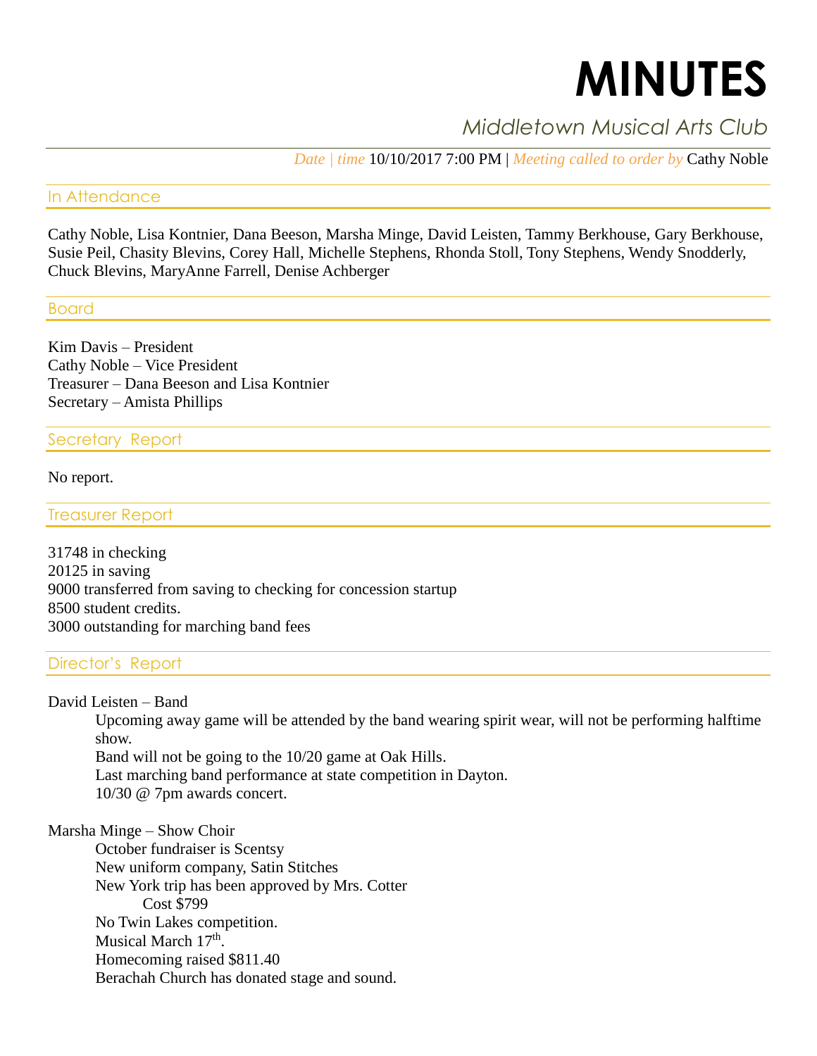# MINUTES

## *Middletown Musical Arts Club*

*Date | time* 10/10/2017 7:00 PM | *Meeting called to order by* Cathy Noble

### In Attendance

Cathy Noble, Lisa Kontnier, Dana Beeson, Marsha Minge, David Leisten, Tammy Berkhouse, Gary Berkhouse, Susie Peil, Chasity Blevins, Corey Hall, Michelle Stephens, Rhonda Stoll, Tony Stephens, Wendy Snodderly, Chuck Blevins, MaryAnne Farrell, Denise Achberger

### Board

Kim Davis – President
Cathy Noble – Vice President
Treasurer – Dana Beeson and Lisa Kontnier
Secretary – Amista Phillips

### Secretary Report

No report.

### Treasurer Report

31748 in checking
20125 in saving
9000 transferred from saving to checking for concession startup
8500 student credits.
3000 outstanding for marching band fees

### Director's Report

David Leisten – Band

- Upcoming away game will be attended by the band wearing spirit wear, will not be performing halftime show.
- Band will not be going to the 10/20 game at Oak Hills.
- Last marching band performance at state competition in Dayton.
- 10/30 @ 7pm awards concert.

Marsha Minge – Show Choir

- October fundraiser is Scentsy
- New uniform company, Satin Stitches
- New York trip has been approved by Mrs. Cotter
  - Cost $799
- No Twin Lakes competition.
- Musical March 17th.
- Homecoming raised $811.40
- Berachah Church has donated stage and sound.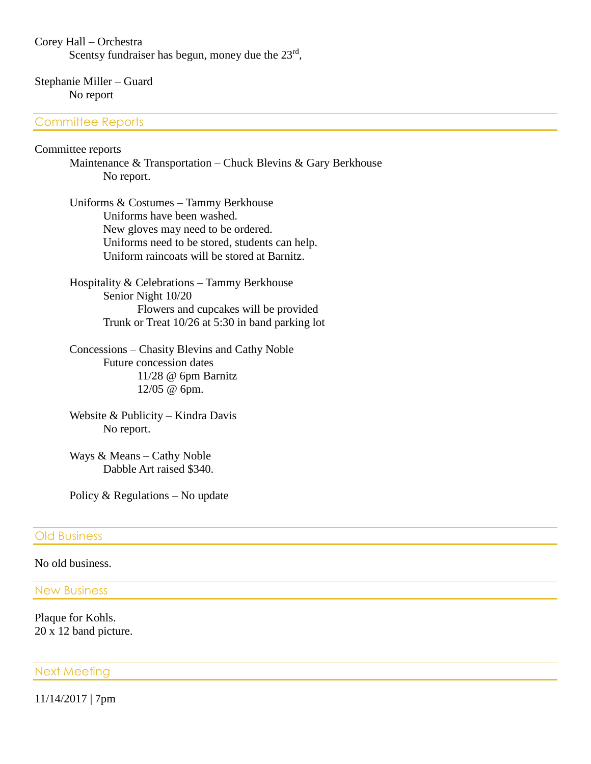Corey Hall – Orchestra

Scentsy fundraiser has begun, money due the 23rd,

Stephanie Miller – Guard

No report

## Committee Reports

Committee reports

- Maintenance & Transportation – Chuck Blevins & Gary Berkhouse
  - No report.
- Uniforms & Costumes – Tammy Berkhouse
  - Uniforms have been washed.
  - New gloves may need to be ordered.
  - Uniforms need to be stored, students can help.
  - Uniform raincoats will be stored at Barnitz.
- Hospitality & Celebrations – Tammy Berkhouse
  - Senior Night 10/20
    - Flowers and cupcakes will be provided
  - Trunk or Treat 10/26 at 5:30 in band parking lot
- Concessions – Chasity Blevins and Cathy Noble
  - Future concession dates
    - 11/28 @ 6pm Barnitz
    - 12/05 @ 6pm.
- Website & Publicity – Kindra Davis
  - No report.
- Ways & Means – Cathy Noble
  - Dabble Art raised $340.
- Policy & Regulations – No update

## Old Business

No old business.

## New Business

Plaque for Kohls.
20 x 12 band picture.

## Next Meeting

11/14/2017 | 7pm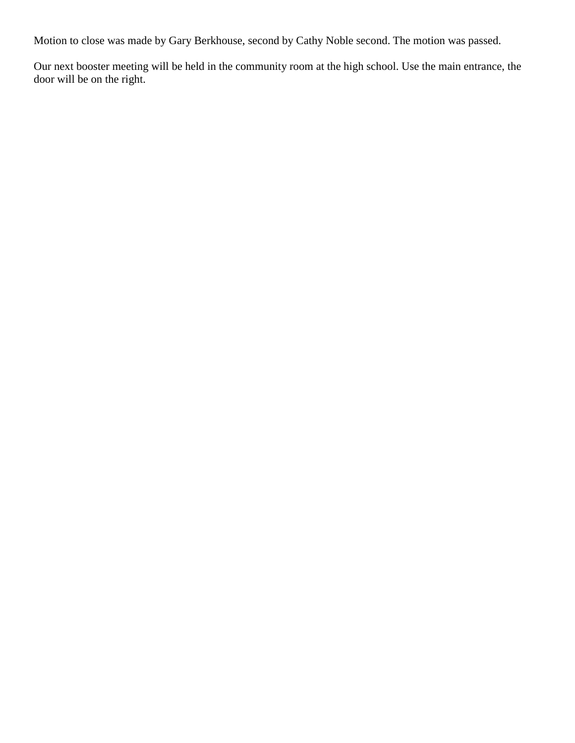Motion to close was made by Gary Berkhouse, second by Cathy Noble second. The motion was passed.

Our next booster meeting will be held in the community room at the high school. Use the main entrance, the door will be on the right.